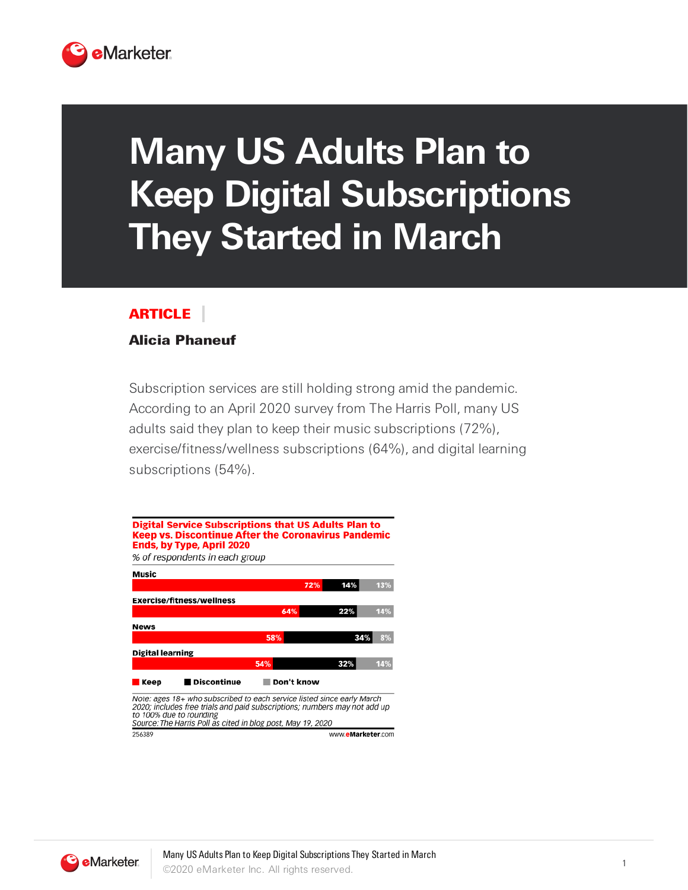# Many US Adults Plan to Keep Digital Subscriptions They Started in March

**ARTICLE**

**Alicia Phaneuf**

Subscription services are still holding strong amid the pandemic. According to an April 2020 survey from The Harris Poll, many US adults said they plan to keep their music subscriptions (72%), exercise/fitness/wellness subscriptions (64%), and digital learning subscriptions (54%).

**Digital Service Subscriptions that US Adults Plan to Keep vs. Discontinue After the Coronavirus Pandemic Ends, by Type, April 2020**

*% of respondents in each group*

| | Keep | Discontinue | Don't know |
|---|---|---|---|
| Music | 72% | 14% | 13% |
| Exercise/fitness/wellness | 64% | 22% | 14% |
| News | 58% | 34% | 8% |
| Digital learning | 54% | 32% | 14% |

*Note: ages 18+ who subscribed to each service listed since early March 2020; includes free trials and paid subscriptions; numbers may not add up to 100% due to rounding*
*Source: The Harris Poll as cited in blog post, May 19, 2020*

256389 www.eMarketer.com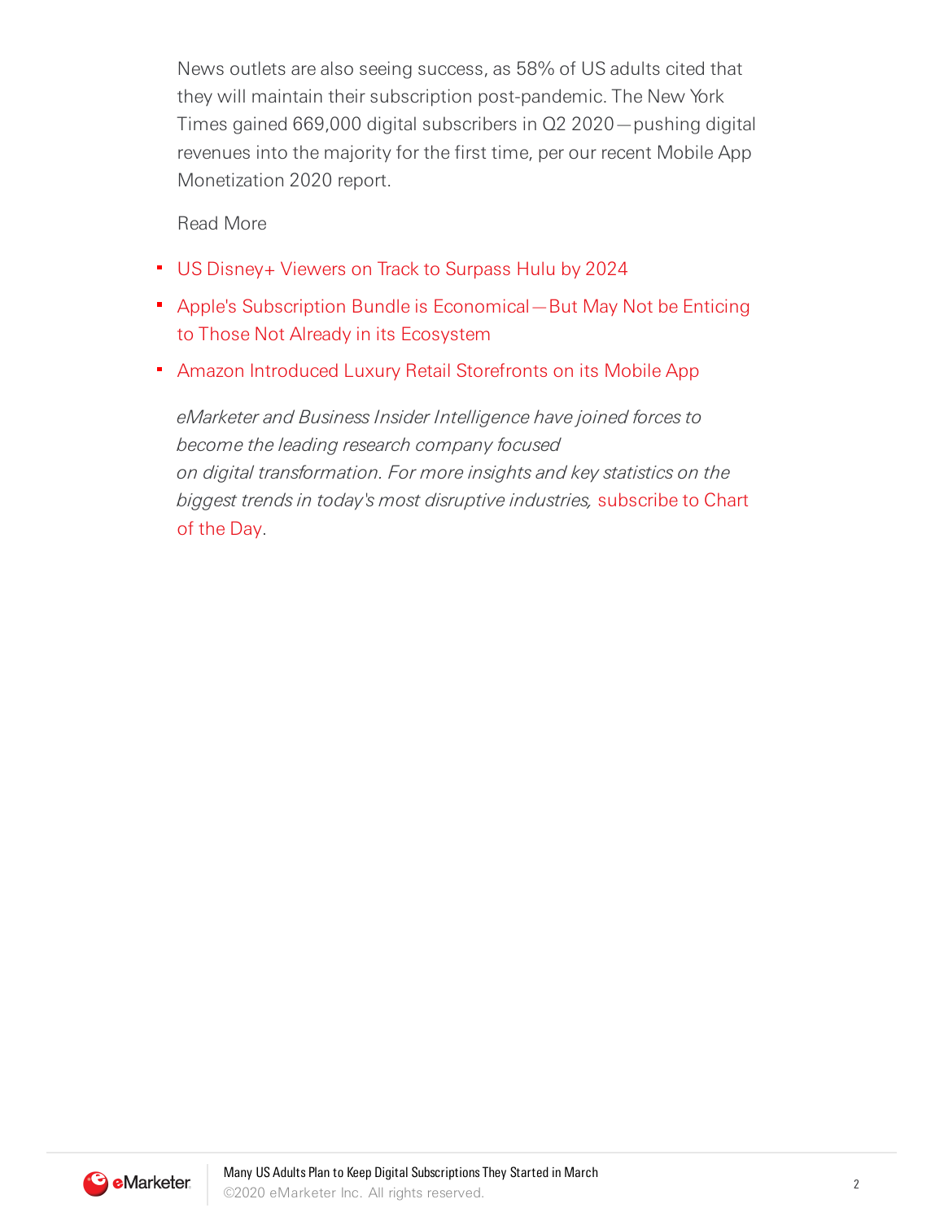News outlets are also seeing success, as 58% of US adults cited that they will maintain their subscription post-pandemic. The New York Times gained 669,000 digital subscribers in Q2 2020—pushing digital revenues into the majority for the first time, per our recent Mobile App Monetization 2020 report.

Read More

- US Disney+ Viewers on Track to Surpass Hulu by 2024
- Apple's Subscription Bundle is Economical—But May Not be Enticing to Those Not Already in its Ecosystem
- Amazon Introduced Luxury Retail Storefronts on its Mobile App

*eMarketer and Business Insider Intelligence have joined forces to become the leading research company focused on digital transformation. For more insights and key statistics on the biggest trends in today's most disruptive industries,* subscribe to Chart of the Day.